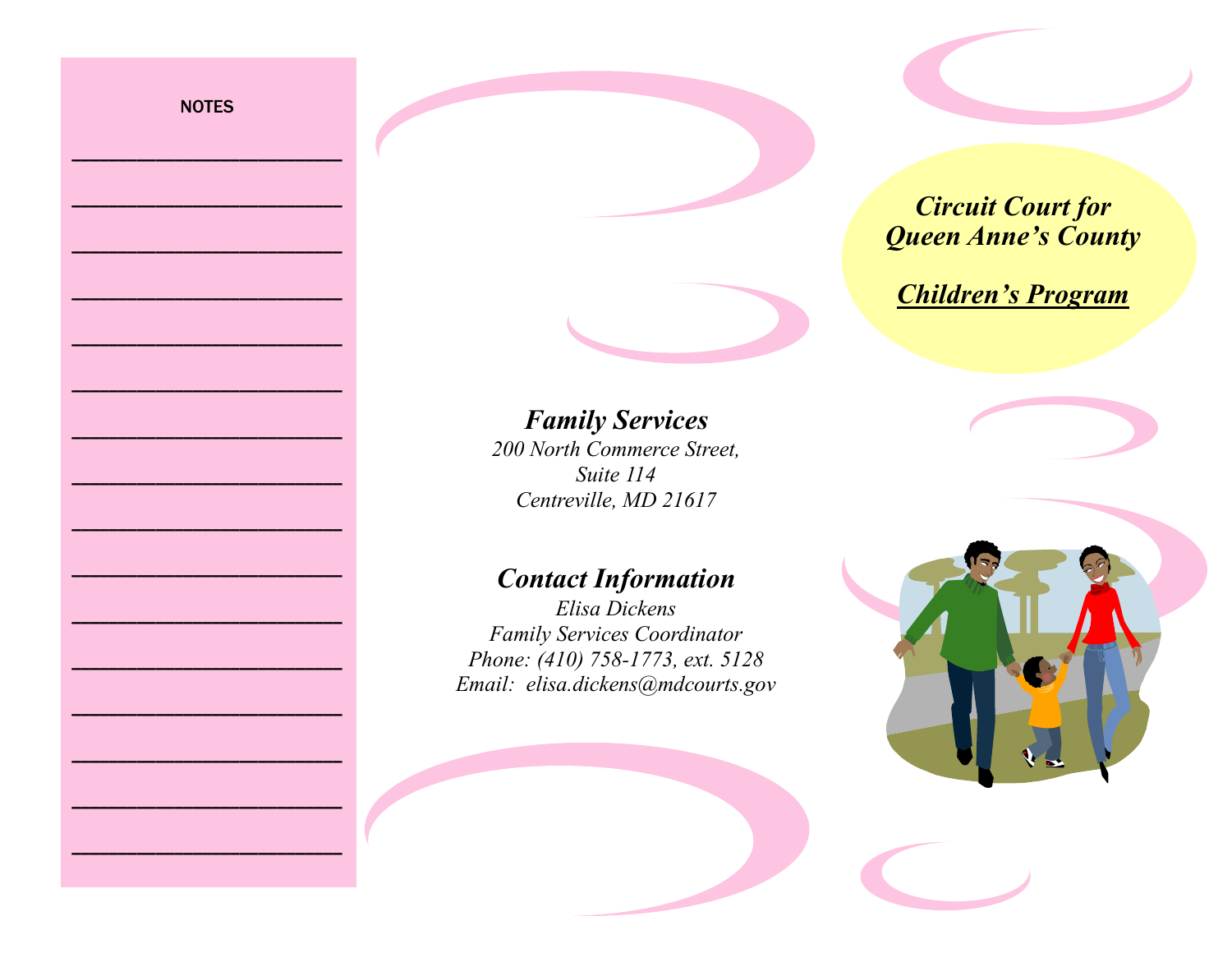NOTES

________________________

________________________

________________________

________________________

________________________

________________________

________________________

________________________

________________________

________________________

________________________

________________________

________________________

________________________

________________________

________________________

### *Family Services*

*200 North Commerce Street,*
*Suite 114*
*Centreville, MD 21617*

### *Contact Information*

*Elisa Dickens*
*Family Services Coordinator*
*Phone: (410) 758-1773, ext. 5128*
*Email: elisa.dickens@mdcourts.gov*

# *Circuit Court for Queen Anne's County*

## ***Children's Program***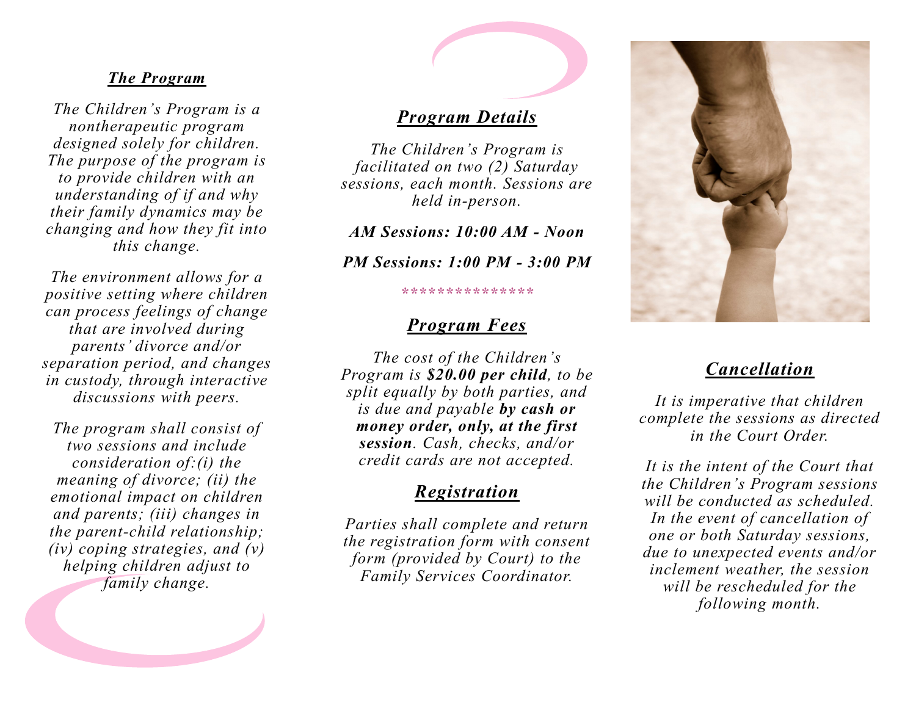## ***The Program***

*The Children's Program is a nontherapeutic program designed solely for children. The purpose of the program is to provide children with an understanding of if and why their family dynamics may be changing and how they fit into this change.*

*The environment allows for a positive setting where children can process feelings of change that are involved during parents' divorce and/or separation period, and changes in custody, through interactive discussions with peers.*

*The program shall consist of two sessions and include consideration of:(i) the meaning of divorce; (ii) the emotional impact on children and parents; (iii) changes in the parent-child relationship; (iv) coping strategies, and (v) helping children adjust to family change.*

## ***Program Details***

*The Children's Program is facilitated on two (2) Saturday sessions, each month. Sessions are held in-person.*

***AM Sessions: 10:00 AM - Noon***

***PM Sessions: 1:00 PM - 3:00 PM***

***************

## ***Program Fees***

*The cost of the Children's Program is **$20.00 per child**, to be split equally by both parties, and is due and payable **by cash or money order, only, at the first session**. Cash, checks, and/or credit cards are not accepted.*

## ***Registration***

*Parties shall complete and return the registration form with consent form (provided by Court) to the Family Services Coordinator.*

## ***Cancellation***

*It is imperative that children complete the sessions as directed in the Court Order.*

*It is the intent of the Court that the Children's Program sessions will be conducted as scheduled. In the event of cancellation of one or both Saturday sessions, due to unexpected events and/or inclement weather, the session will be rescheduled for the following month.*